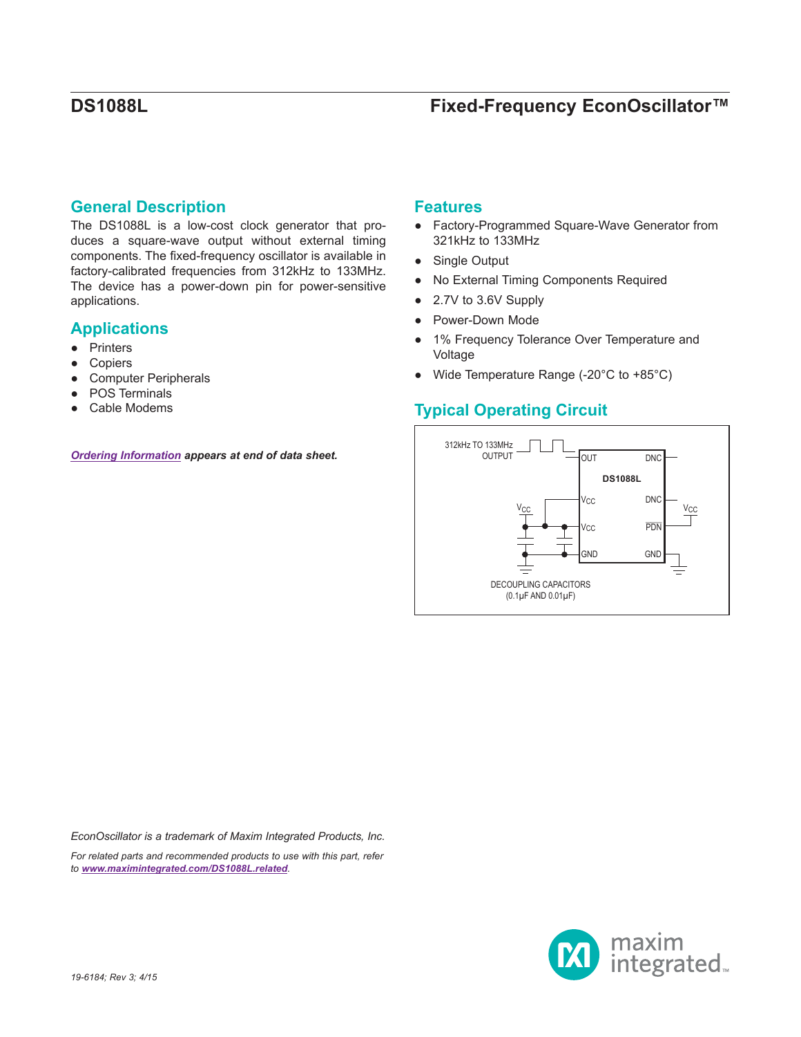# DS1088L

## Fixed-Frequency EconOscillator™

## General Description

The DS1088L is a low-cost clock generator that produces a square-wave output without external timing components. The fixed-frequency oscillator is available in factory-calibrated frequencies from 312kHz to 133MHz. The device has a power-down pin for power-sensitive applications.

## Applications

- Printers
- Copiers
- Computer Peripherals
- POS Terminals
- Cable Modems

*Ordering Information* ***appears at end of data sheet.***

## Features

- Factory-Programmed Square-Wave Generator from 321kHz to 133MHz
- Single Output
- No External Timing Components Required
- 2.7V to 3.6V Supply
- Power-Down Mode
- 1% Frequency Tolerance Over Temperature and Voltage
- Wide Temperature Range (-20°C to +85°C)

## Typical Operating Circuit

312kHz TO 133MHz OUTPUT

DS1088L: OUT, DNC, $V_{CC}$, DNC, $V_{CC}$, $\overline{PDN}$, GND, GND

DECOUPLING CAPACITORS (0.1µF AND 0.01µF)

*EconOscillator is a trademark of Maxim Integrated Products, Inc.*

*For related parts and recommended products to use with this part, refer to* ***www.maximintegrated.com/DS1088L.related****.*

*19-6184; Rev 3; 4/15*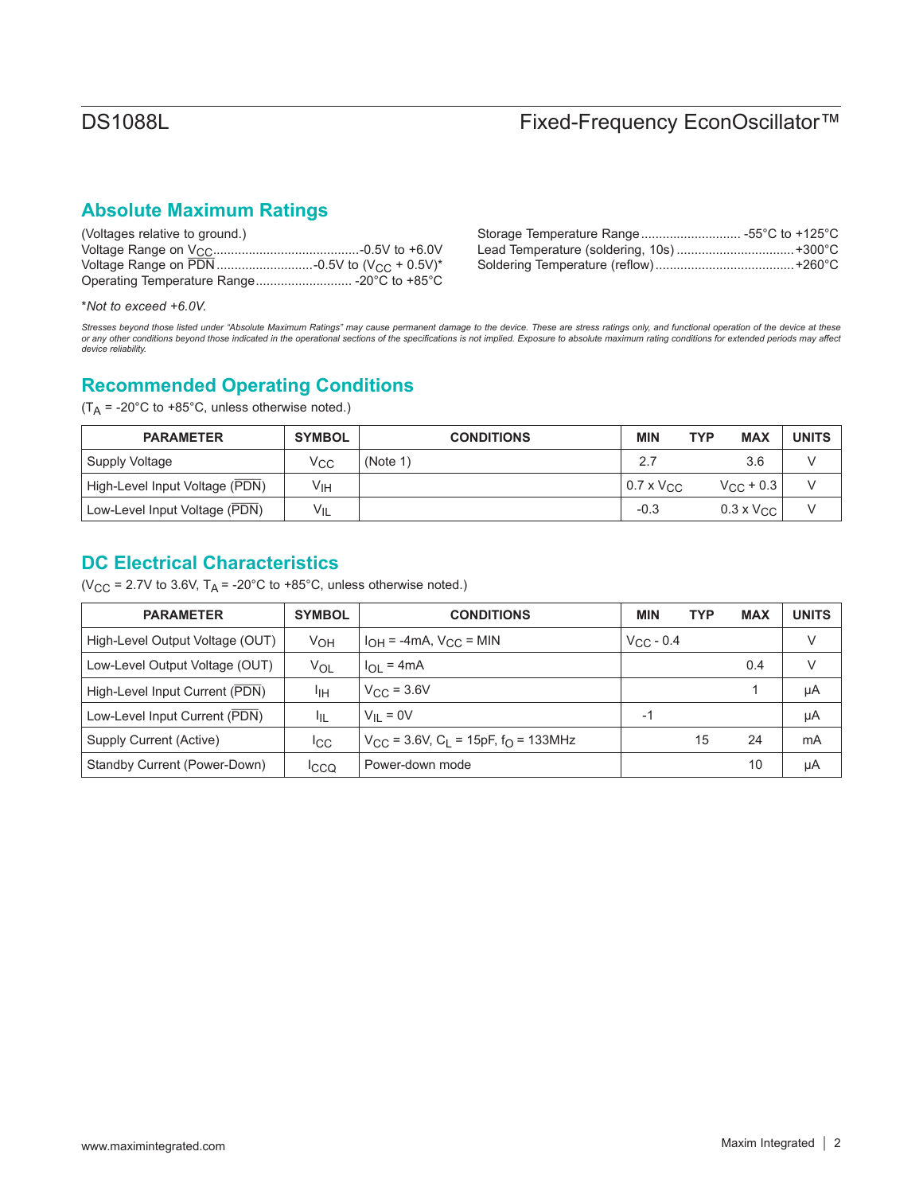## Absolute Maximum Ratings

(Voltages relative to ground.)
Voltage Range on $V_{CC}$..........................................-0.5V to +6.0V
Voltage Range on $\overline{PDN}$...........................-0.5V to ($V_{CC}$ + 0.5V)*
Operating Temperature Range........................... -20°C to +85°C
Storage Temperature Range............................ -55°C to +125°C
Lead Temperature (soldering, 10s) ................................+300°C
Soldering Temperature (reflow)......................................+260°C

**Not to exceed +6.0V.*

*Stresses beyond those listed under "Absolute Maximum Ratings" may cause permanent damage to the device. These are stress ratings only, and functional operation of the device at these or any other conditions beyond those indicated in the operational sections of the specifications is not implied. Exposure to absolute maximum rating conditions for extended periods may affect device reliability.*

## Recommended Operating Conditions

($T_A$ = -20°C to +85°C, unless otherwise noted.)

| PARAMETER | SYMBOL | CONDITIONS | MIN | TYP | MAX | UNITS |
|---|---|---|---|---|---|---|
| Supply Voltage | $V_{CC}$ | (Note 1) | 2.7 | | 3.6 | V |
| High-Level Input Voltage ($\overline{PDN}$) | $V_{IH}$ | | 0.7 x $V_{CC}$ | | $V_{CC}$ + 0.3 | V |
| Low-Level Input Voltage ($\overline{PDN}$) | $V_{IL}$ | | -0.3 | | 0.3 x $V_{CC}$ | V |

## DC Electrical Characteristics

($V_{CC}$ = 2.7V to 3.6V, $T_A$ = -20°C to +85°C, unless otherwise noted.)

| PARAMETER | SYMBOL | CONDITIONS | MIN | TYP | MAX | UNITS |
|---|---|---|---|---|---|---|
| High-Level Output Voltage (OUT) | $V_{OH}$ | $I_{OH}$ = -4mA, $V_{CC}$ = MIN | $V_{CC}$ - 0.4 | | | V |
| Low-Level Output Voltage (OUT) | $V_{OL}$ | $I_{OL}$ = 4mA | | | 0.4 | V |
| High-Level Input Current ($\overline{PDN}$) | $I_{IH}$ | $V_{CC}$ = 3.6V | | | 1 | µA |
| Low-Level Input Current ($\overline{PDN}$) | $I_{IL}$ | $V_{IL}$ = 0V | -1 | | | µA |
| Supply Current (Active) | $I_{CC}$ | $V_{CC}$ = 3.6V, $C_L$ = 15pF, $f_O$ = 133MHz | | 15 | 24 | mA |
| Standby Current (Power-Down) | $I_{CCQ}$ | Power-down mode | | | 10 | µA |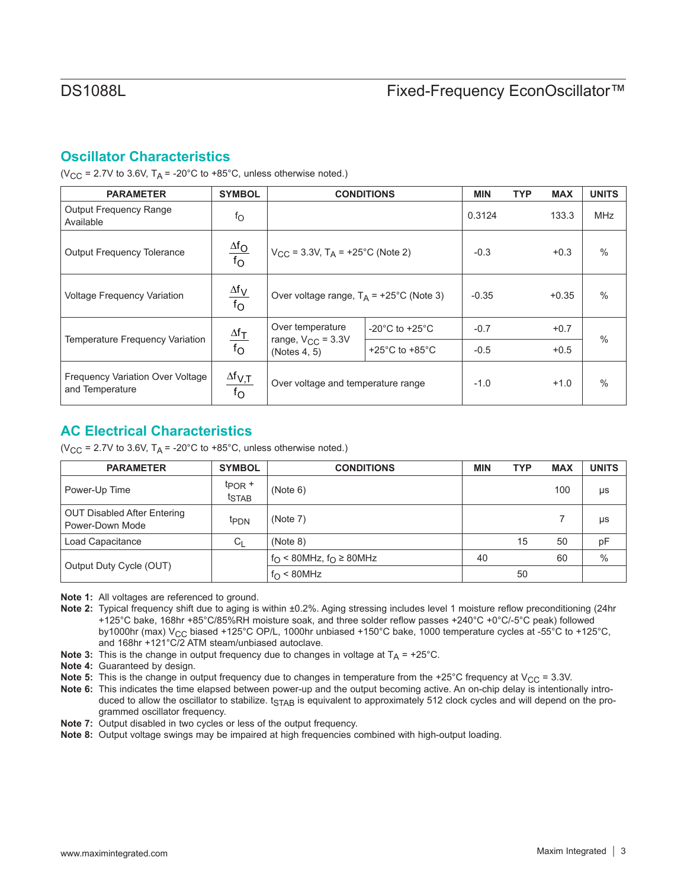## Oscillator Characteristics

($V_{CC}$ = 2.7V to 3.6V, $T_A$ = -20°C to +85°C, unless otherwise noted.)

| PARAMETER | SYMBOL | CONDITIONS | | MIN | TYP | MAX | UNITS |
|---|---|---|---|---|---|---|---|
| Output Frequency Range Available | $f_O$ | | | 0.3124 | | 133.3 | MHz |
| Output Frequency Tolerance | $\frac{\Delta f_O}{f_O}$ | $V_{CC}$ = 3.3V, $T_A$ = +25°C (Note 2) | | -0.3 | | +0.3 | % |
| Voltage Frequency Variation | $\frac{\Delta f_V}{f_O}$ | Over voltage range, $T_A$ = +25°C (Note 3) | | -0.35 | | +0.35 | % |
| Temperature Frequency Variation | $\frac{\Delta f_T}{f_O}$ | Over temperature range, $V_{CC}$ = 3.3V (Notes 4, 5) | -20°C to +25°C | -0.7 | | +0.7 | % |
| | | | +25°C to +85°C | -0.5 | | +0.5 | |
| Frequency Variation Over Voltage and Temperature | $\frac{\Delta f_{V,T}}{f_O}$ | Over voltage and temperature range | | -1.0 | | +1.0 | % |

## AC Electrical Characteristics

($V_{CC}$ = 2.7V to 3.6V, $T_A$ = -20°C to +85°C, unless otherwise noted.)

| PARAMETER | SYMBOL | CONDITIONS | MIN | TYP | MAX | UNITS |
|---|---|---|---|---|---|---|
| Power-Up Time | $t_{POR}$ + $t_{STAB}$ | (Note 6) | | | 100 | µs |
| OUT Disabled After Entering Power-Down Mode | $t_{PDN}$ | (Note 7) | | | 7 | µs |
| Load Capacitance | $C_L$ | (Note 8) | | 15 | 50 | pF |
| Output Duty Cycle (OUT) | | $f_O$ < 80MHz, $f_O$ ≥ 80MHz | 40 | | 60 | % |
| | | $f_O$ < 80MHz | | 50 | | |

**Note 1:** All voltages are referenced to ground.

**Note 2:** Typical frequency shift due to aging is within ±0.2%. Aging stressing includes level 1 moisture reflow preconditioning (24hr +125°C bake, 168hr +85°C/85%RH moisture soak, and three solder reflow passes +240°C +0°C/-5°C peak) followed by1000hr (max) $V_{CC}$ biased +125°C OP/L, 1000hr unbiased +150°C bake, 1000 temperature cycles at -55°C to +125°C, and 168hr +121°C/2 ATM steam/unbiased autoclave.

**Note 3:** This is the change in output frequency due to changes in voltage at $T_A$ = +25°C.

**Note 4:** Guaranteed by design.

**Note 5:** This is the change in output frequency due to changes in temperature from the +25°C frequency at $V_{CC}$ = 3.3V.

**Note 6:** This indicates the time elapsed between power-up and the output becoming active. An on-chip delay is intentionally introduced to allow the oscillator to stabilize. $t_{STAB}$ is equivalent to approximately 512 clock cycles and will depend on the programmed oscillator frequency.

**Note 7:** Output disabled in two cycles or less of the output frequency.

**Note 8:** Output voltage swings may be impaired at high frequencies combined with high-output loading.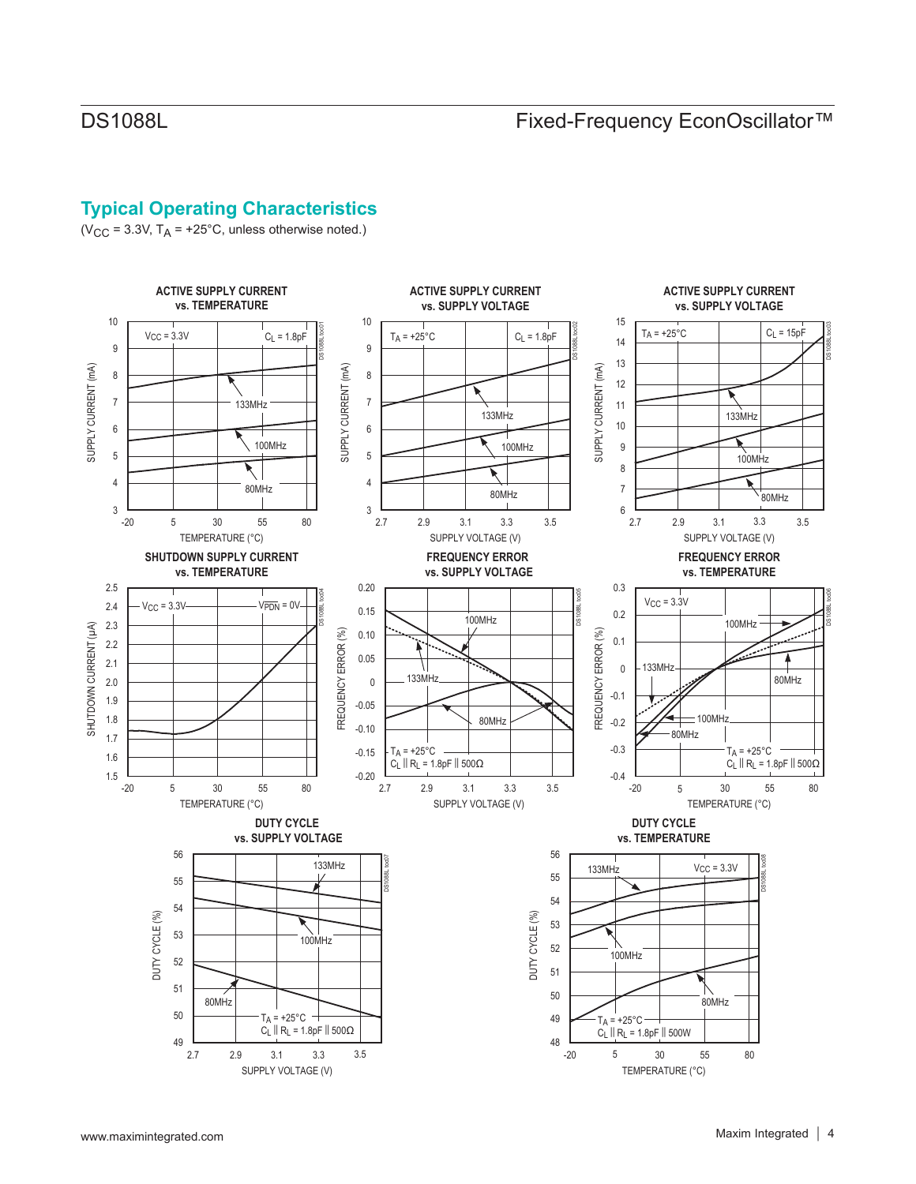## Typical Operating Characteristics

($V_{CC}$ = 3.3V, $T_A$ = +25°C, unless otherwise noted.)

**ACTIVE SUPPLY CURRENT vs. TEMPERATURE**

**ACTIVE SUPPLY CURRENT vs. SUPPLY VOLTAGE**

**ACTIVE SUPPLY CURRENT vs. SUPPLY VOLTAGE**

**SHUTDOWN SUPPLY CURRENT vs. TEMPERATURE**

**FREQUENCY ERROR vs. SUPPLY VOLTAGE**

**FREQUENCY ERROR vs. TEMPERATURE**

**DUTY CYCLE vs. SUPPLY VOLTAGE**

**DUTY CYCLE vs. TEMPERATURE**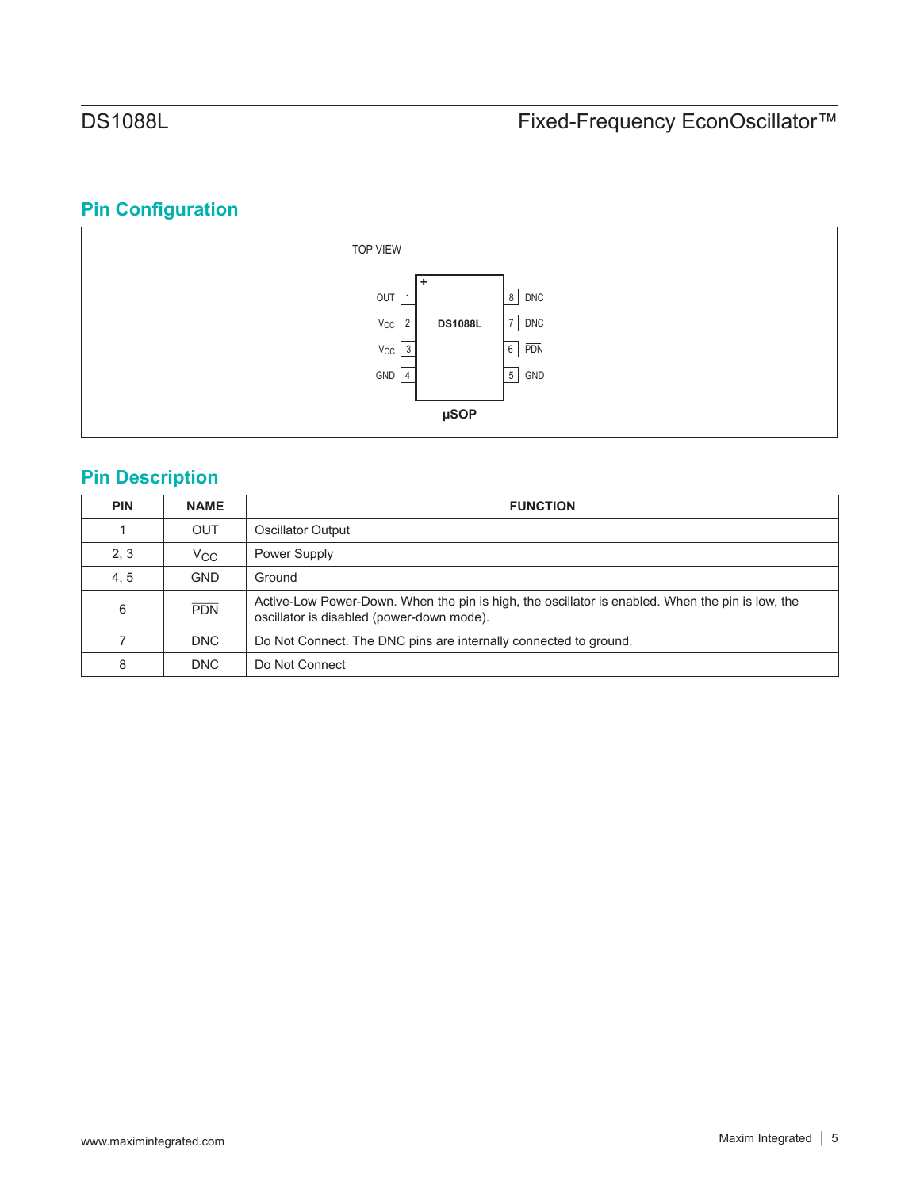## Pin Configuration

TOP VIEW

| Pin | Name | | Pin | Name |
|---|---|---|---|---|
| 1 | OUT | | 8 | DNC |
| 2 | $V_{CC}$ | | 7 | DNC |
| 3 | $V_{CC}$ | | 6 | $\overline{PDN}$ |
| 4 | GND | | 5 | GND |

DS1088L

μSOP

## Pin Description

| PIN | NAME | FUNCTION |
|---|---|---|
| 1 | OUT | Oscillator Output |
| 2, 3 | $V_{CC}$ | Power Supply |
| 4, 5 | GND | Ground |
| 6 | $\overline{PDN}$ | Active-Low Power-Down. When the pin is high, the oscillator is enabled. When the pin is low, the oscillator is disabled (power-down mode). |
| 7 | DNC | Do Not Connect. The DNC pins are internally connected to ground. |
| 8 | DNC | Do Not Connect |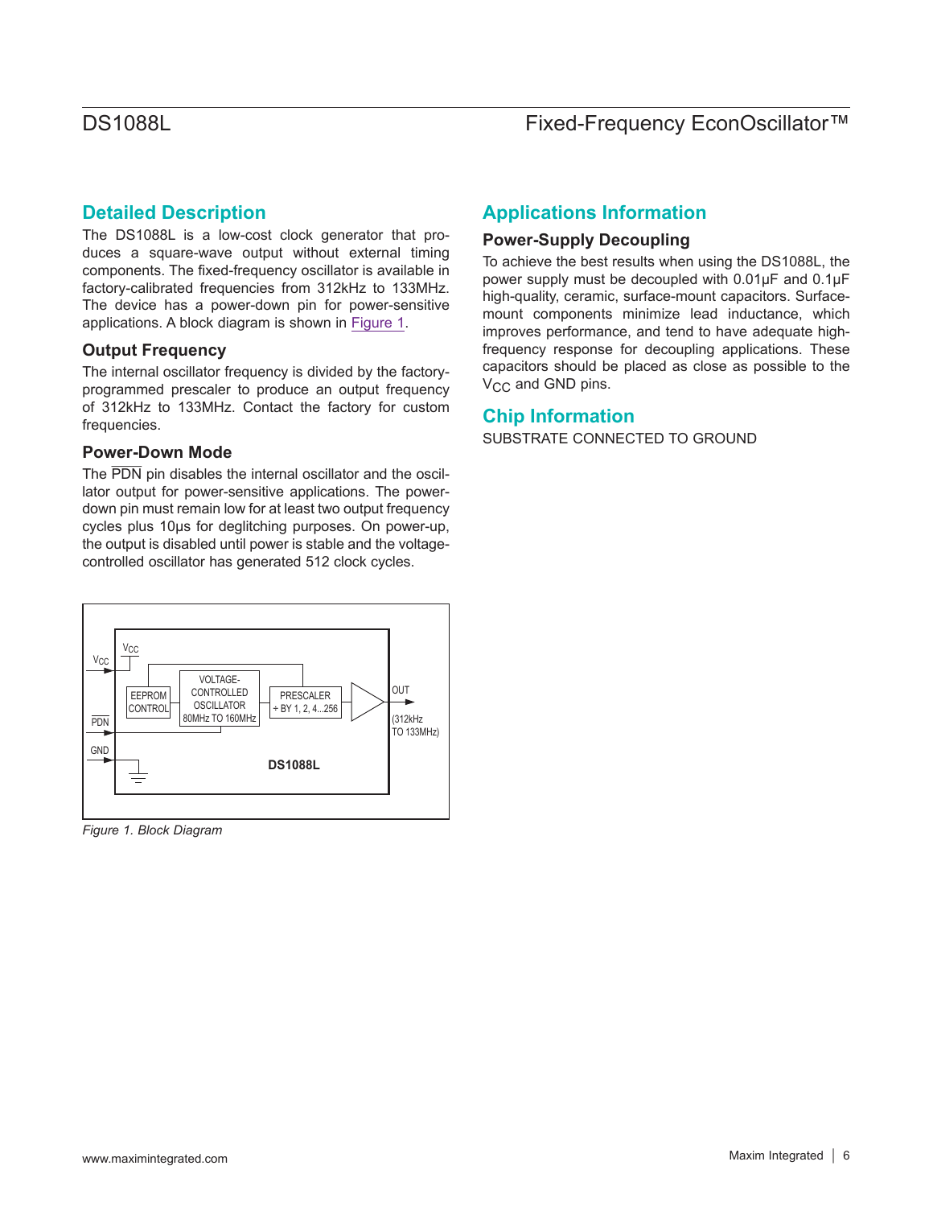## Detailed Description

The DS1088L is a low-cost clock generator that produces a square-wave output without external timing components. The fixed-frequency oscillator is available in factory-calibrated frequencies from 312kHz to 133MHz. The device has a power-down pin for power-sensitive applications. A block diagram is shown in Figure 1.

### Output Frequency

The internal oscillator frequency is divided by the factory-programmed prescaler to produce an output frequency of 312kHz to 133MHz. Contact the factory for custom frequencies.

### Power-Down Mode

The $\overline{PDN}$ pin disables the internal oscillator and the oscillator output for power-sensitive applications. The power-down pin must remain low for at least two output frequency cycles plus 10µs for deglitching purposes. On power-up, the output is disabled until power is stable and the voltage-controlled oscillator has generated 512 clock cycles.

*Figure 1. Block Diagram*

## Applications Information

### Power-Supply Decoupling

To achieve the best results when using the DS1088L, the power supply must be decoupled with 0.01µF and 0.1µF high-quality, ceramic, surface-mount capacitors. Surface-mount components minimize lead inductance, which improves performance, and tend to have adequate high-frequency response for decoupling applications. These capacitors should be placed as close as possible to the $V_{CC}$ and GND pins.

## Chip Information

SUBSTRATE CONNECTED TO GROUND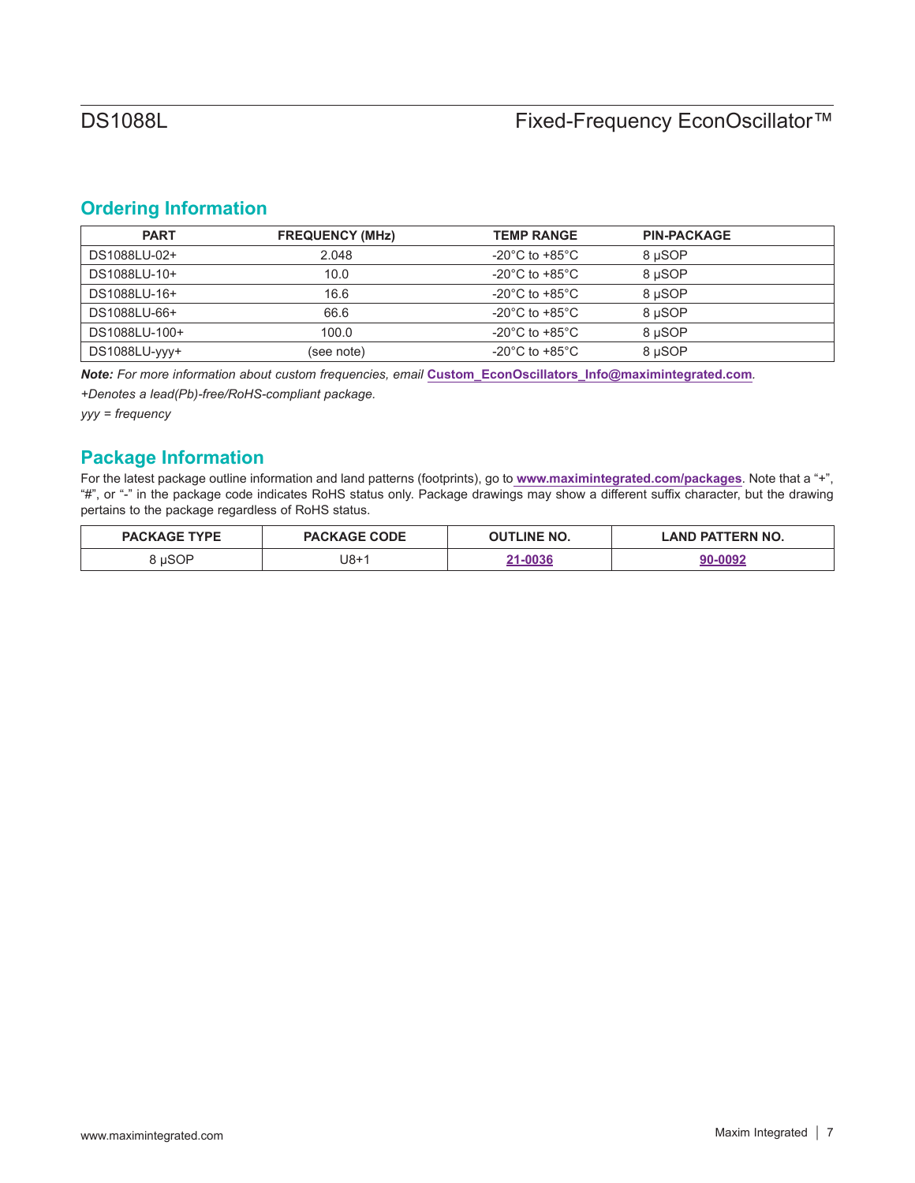## Ordering Information

| PART | FREQUENCY (MHz) | TEMP RANGE | PIN-PACKAGE |
|---|---|---|---|
| DS1088LU-02+ | 2.048 | -20°C to +85°C | 8 µSOP |
| DS1088LU-10+ | 10.0 | -20°C to +85°C | 8 µSOP |
| DS1088LU-16+ | 16.6 | -20°C to +85°C | 8 µSOP |
| DS1088LU-66+ | 66.6 | -20°C to +85°C | 8 µSOP |
| DS1088LU-100+ | 100.0 | -20°C to +85°C | 8 µSOP |
| DS1088LU-yyy+ | (see note) | -20°C to +85°C | 8 µSOP |

***Note:*** *For more information about custom frequencies, email* **Custom_EconOscillators_Info@maximintegrated.com**.

*+Denotes a lead(Pb)-free/RoHS-compliant package.*

*yyy = frequency*

## Package Information

For the latest package outline information and land patterns (footprints), go to **www.maximintegrated.com/packages**. Note that a "+", "#", or "-" in the package code indicates RoHS status only. Package drawings may show a different suffix character, but the drawing pertains to the package regardless of RoHS status.

| PACKAGE TYPE | PACKAGE CODE | OUTLINE NO. | LAND PATTERN NO. |
|---|---|---|---|
| 8 µSOP | U8+1 | 21-0036 | 90-0092 |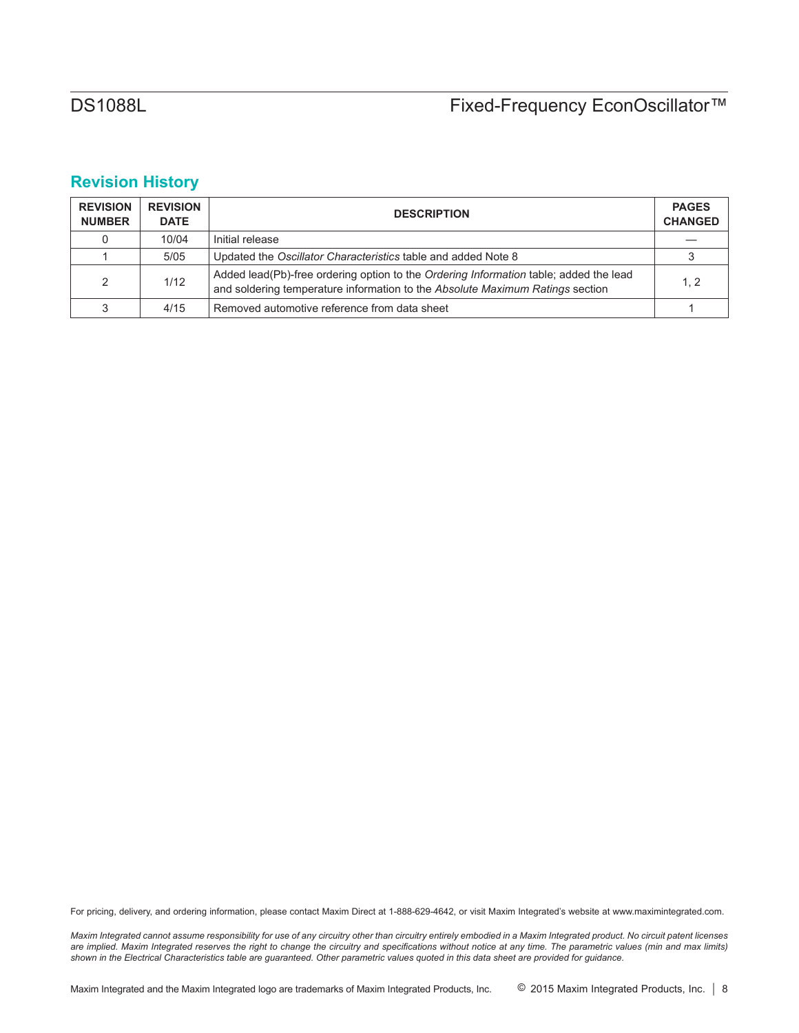## Revision History

| REVISION NUMBER | REVISION DATE | DESCRIPTION | PAGES CHANGED |
|---|---|---|---|
| 0 | 10/04 | Initial release | — |
| 1 | 5/05 | Updated the *Oscillator Characteristics* table and added Note 8 | 3 |
| 2 | 1/12 | Added lead(Pb)-free ordering option to the *Ordering Information* table; added the lead and soldering temperature information to the *Absolute Maximum Ratings* section | 1, 2 |
| 3 | 4/15 | Removed automotive reference from data sheet | 1 |

For pricing, delivery, and ordering information, please contact Maxim Direct at 1-888-629-4642, or visit Maxim Integrated's website at www.maximintegrated.com.

*Maxim Integrated cannot assume responsibility for use of any circuitry other than circuitry entirely embodied in a Maxim Integrated product. No circuit patent licenses are implied. Maxim Integrated reserves the right to change the circuitry and specifications without notice at any time. The parametric values (min and max limits) shown in the Electrical Characteristics table are guaranteed. Other parametric values quoted in this data sheet are provided for guidance.*

Maxim Integrated and the Maxim Integrated logo are trademarks of Maxim Integrated Products, Inc. © 2015 Maxim Integrated Products, Inc.